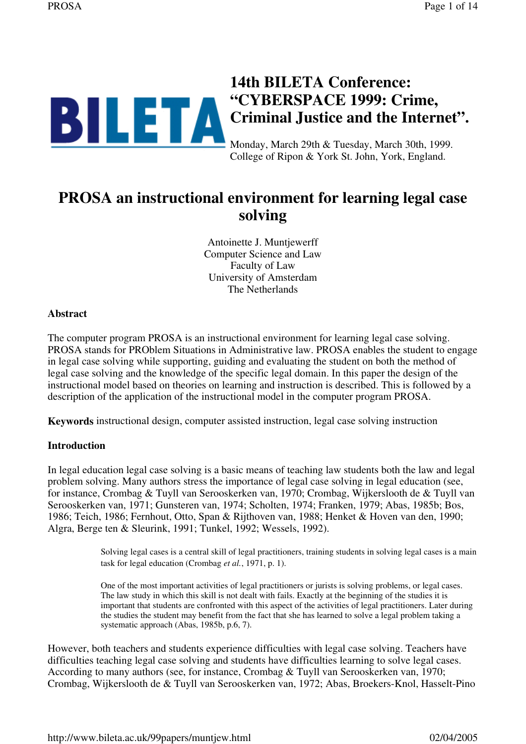# 14th BILETA Conference: "CYBERSPACE 1999: Crime, Criminal Justice and the Internet".

Monday, March 29th & Tuesday, March 30th, 1999.
College of Ripon & York St. John, York, England.

## PROSA an instructional environment for learning legal case solving

Antoinette J. Muntjewerff
Computer Science and Law
Faculty of Law
University of Amsterdam
The Netherlands

### Abstract

The computer program PROSA is an instructional environment for learning legal case solving. PROSA stands for PROblem Situations in Administrative law. PROSA enables the student to engage in legal case solving while supporting, guiding and evaluating the student on both the method of legal case solving and the knowledge of the specific legal domain. In this paper the design of the instructional model based on theories on learning and instruction is described. This is followed by a description of the application of the instructional model in the computer program PROSA.

**Keywords** instructional design, computer assisted instruction, legal case solving instruction

### Introduction

In legal education legal case solving is a basic means of teaching law students both the law and legal problem solving. Many authors stress the importance of legal case solving in legal education (see, for instance, Crombag & Tuyll van Serooskerken van, 1970; Crombag, Wijkerslooth de & Tuyll van Serooskerken van, 1971; Gunsteren van, 1974; Scholten, 1974; Franken, 1979; Abas, 1985b; Bos, 1986; Teich, 1986; Fernhout, Otto, Span & Rijthoven van, 1988; Henket & Hoven van den, 1990; Algra, Berge ten & Sleurink, 1991; Tunkel, 1992; Wessels, 1992).

> Solving legal cases is a central skill of legal practitioners, training students in solving legal cases is a main task for legal education (Crombag *et al.*, 1971, p. 1).

> One of the most important activities of legal practitioners or jurists is solving problems, or legal cases. The law study in which this skill is not dealt with fails. Exactly at the beginning of the studies it is important that students are confronted with this aspect of the activities of legal practitioners. Later during the studies the student may benefit from the fact that she has learned to solve a legal problem taking a systematic approach (Abas, 1985b, p.6, 7).

However, both teachers and students experience difficulties with legal case solving. Teachers have difficulties teaching legal case solving and students have difficulties learning to solve legal cases. According to many authors (see, for instance, Crombag & Tuyll van Serooskerken van, 1970; Crombag, Wijkerslooth de & Tuyll van Serooskerken van, 1972; Abas, Broekers-Knol, Hasselt-Pino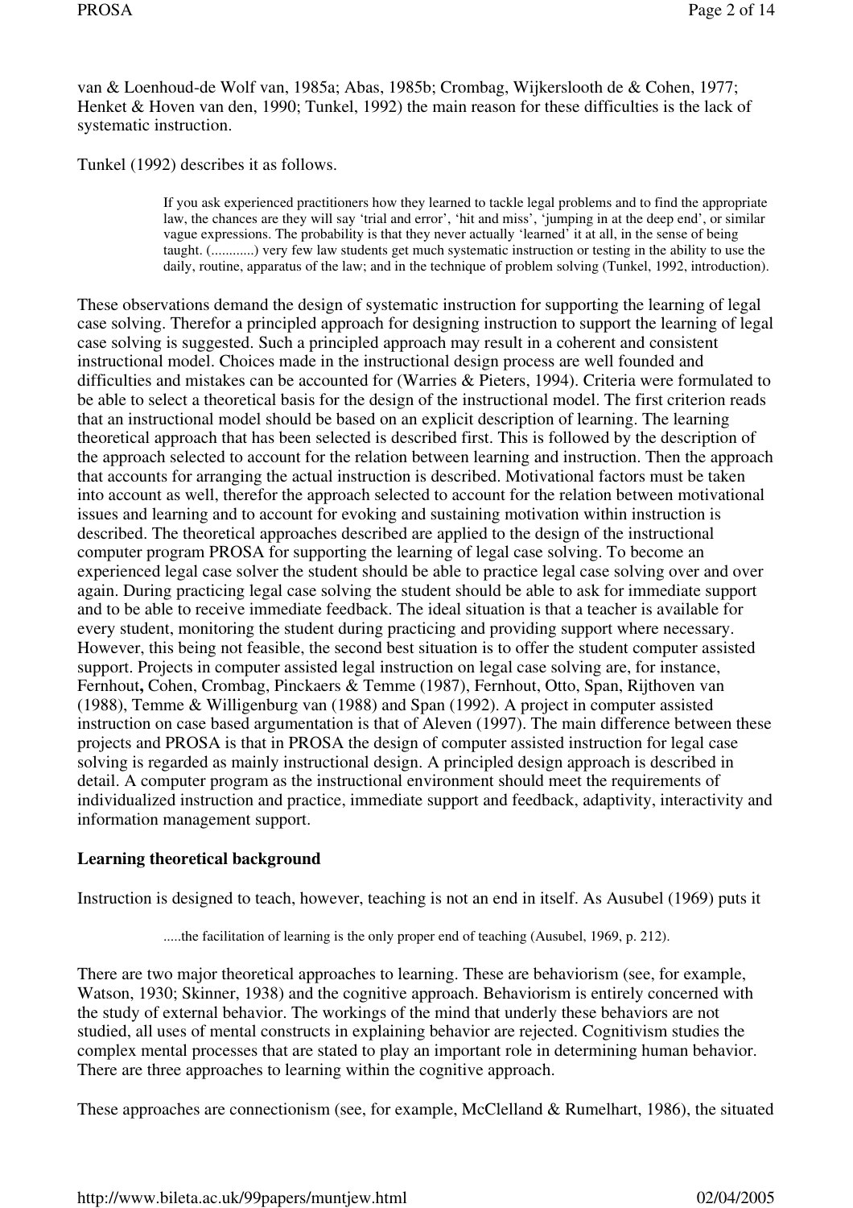van & Loenhoud-de Wolf van, 1985a; Abas, 1985b; Crombag, Wijkerslooth de & Cohen, 1977; Henket & Hoven van den, 1990; Tunkel, 1992) the main reason for these difficulties is the lack of systematic instruction.

Tunkel (1992) describes it as follows.

> If you ask experienced practitioners how they learned to tackle legal problems and to find the appropriate law, the chances are they will say 'trial and error', 'hit and miss', 'jumping in at the deep end', or similar vague expressions. The probability is that they never actually 'learned' it at all, in the sense of being taught. (............) very few law students get much systematic instruction or testing in the ability to use the daily, routine, apparatus of the law; and in the technique of problem solving (Tunkel, 1992, introduction).

These observations demand the design of systematic instruction for supporting the learning of legal case solving. Therefor a principled approach for designing instruction to support the learning of legal case solving is suggested. Such a principled approach may result in a coherent and consistent instructional model. Choices made in the instructional design process are well founded and difficulties and mistakes can be accounted for (Warries & Pieters, 1994). Criteria were formulated to be able to select a theoretical basis for the design of the instructional model. The first criterion reads that an instructional model should be based on an explicit description of learning. The learning theoretical approach that has been selected is described first. This is followed by the description of the approach selected to account for the relation between learning and instruction. Then the approach that accounts for arranging the actual instruction is described. Motivational factors must be taken into account as well, therefor the approach selected to account for the relation between motivational issues and learning and to account for evoking and sustaining motivation within instruction is described. The theoretical approaches described are applied to the design of the instructional computer program PROSA for supporting the learning of legal case solving. To become an experienced legal case solver the student should be able to practice legal case solving over and over again. During practicing legal case solving the student should be able to ask for immediate support and to be able to receive immediate feedback. The ideal situation is that a teacher is available for every student, monitoring the student during practicing and providing support where necessary. However, this being not feasible, the second best situation is to offer the student computer assisted support. Projects in computer assisted legal instruction on legal case solving are, for instance, Fernhout**,** Cohen, Crombag, Pinckaers & Temme (1987), Fernhout, Otto, Span, Rijthoven van (1988), Temme & Willigenburg van (1988) and Span (1992). A project in computer assisted instruction on case based argumentation is that of Aleven (1997). The main difference between these projects and PROSA is that in PROSA the design of computer assisted instruction for legal case solving is regarded as mainly instructional design. A principled design approach is described in detail. A computer program as the instructional environment should meet the requirements of individualized instruction and practice, immediate support and feedback, adaptivity, interactivity and information management support.

**Learning theoretical background**

Instruction is designed to teach, however, teaching is not an end in itself. As Ausubel (1969) puts it

> .....the facilitation of learning is the only proper end of teaching (Ausubel, 1969, p. 212).

There are two major theoretical approaches to learning. These are behaviorism (see, for example, Watson, 1930; Skinner, 1938) and the cognitive approach. Behaviorism is entirely concerned with the study of external behavior. The workings of the mind that underly these behaviors are not studied, all uses of mental constructs in explaining behavior are rejected. Cognitivism studies the complex mental processes that are stated to play an important role in determining human behavior. There are three approaches to learning within the cognitive approach.

These approaches are connectionism (see, for example, McClelland & Rumelhart, 1986), the situated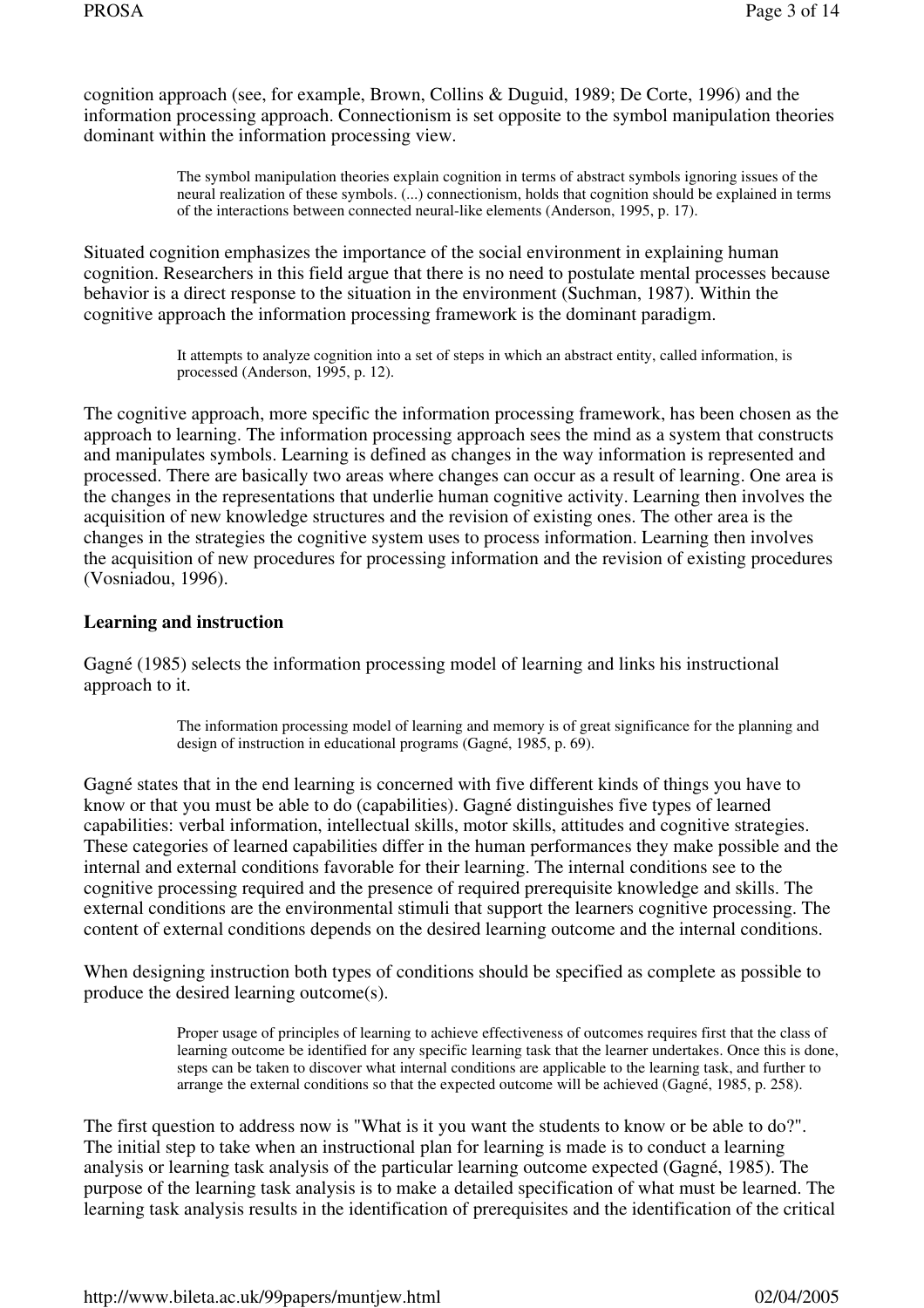cognition approach (see, for example, Brown, Collins & Duguid, 1989; De Corte, 1996) and the information processing approach. Connectionism is set opposite to the symbol manipulation theories dominant within the information processing view.

> The symbol manipulation theories explain cognition in terms of abstract symbols ignoring issues of the neural realization of these symbols. (...) connectionism, holds that cognition should be explained in terms of the interactions between connected neural-like elements (Anderson, 1995, p. 17).

Situated cognition emphasizes the importance of the social environment in explaining human cognition. Researchers in this field argue that there is no need to postulate mental processes because behavior is a direct response to the situation in the environment (Suchman, 1987). Within the cognitive approach the information processing framework is the dominant paradigm.

> It attempts to analyze cognition into a set of steps in which an abstract entity, called information, is processed (Anderson, 1995, p. 12).

The cognitive approach, more specific the information processing framework, has been chosen as the approach to learning. The information processing approach sees the mind as a system that constructs and manipulates symbols. Learning is defined as changes in the way information is represented and processed. There are basically two areas where changes can occur as a result of learning. One area is the changes in the representations that underlie human cognitive activity. Learning then involves the acquisition of new knowledge structures and the revision of existing ones. The other area is the changes in the strategies the cognitive system uses to process information. Learning then involves the acquisition of new procedures for processing information and the revision of existing procedures (Vosniadou, 1996).

**Learning and instruction**

Gagné (1985) selects the information processing model of learning and links his instructional approach to it.

> The information processing model of learning and memory is of great significance for the planning and design of instruction in educational programs (Gagné, 1985, p. 69).

Gagné states that in the end learning is concerned with five different kinds of things you have to know or that you must be able to do (capabilities). Gagné distinguishes five types of learned capabilities: verbal information, intellectual skills, motor skills, attitudes and cognitive strategies. These categories of learned capabilities differ in the human performances they make possible and the internal and external conditions favorable for their learning. The internal conditions see to the cognitive processing required and the presence of required prerequisite knowledge and skills. The external conditions are the environmental stimuli that support the learners cognitive processing. The content of external conditions depends on the desired learning outcome and the internal conditions.

When designing instruction both types of conditions should be specified as complete as possible to produce the desired learning outcome(s).

> Proper usage of principles of learning to achieve effectiveness of outcomes requires first that the class of learning outcome be identified for any specific learning task that the learner undertakes. Once this is done, steps can be taken to discover what internal conditions are applicable to the learning task, and further to arrange the external conditions so that the expected outcome will be achieved (Gagné, 1985, p. 258).

The first question to address now is "What is it you want the students to know or be able to do?". The initial step to take when an instructional plan for learning is made is to conduct a learning analysis or learning task analysis of the particular learning outcome expected (Gagné, 1985). The purpose of the learning task analysis is to make a detailed specification of what must be learned. The learning task analysis results in the identification of prerequisites and the identification of the critical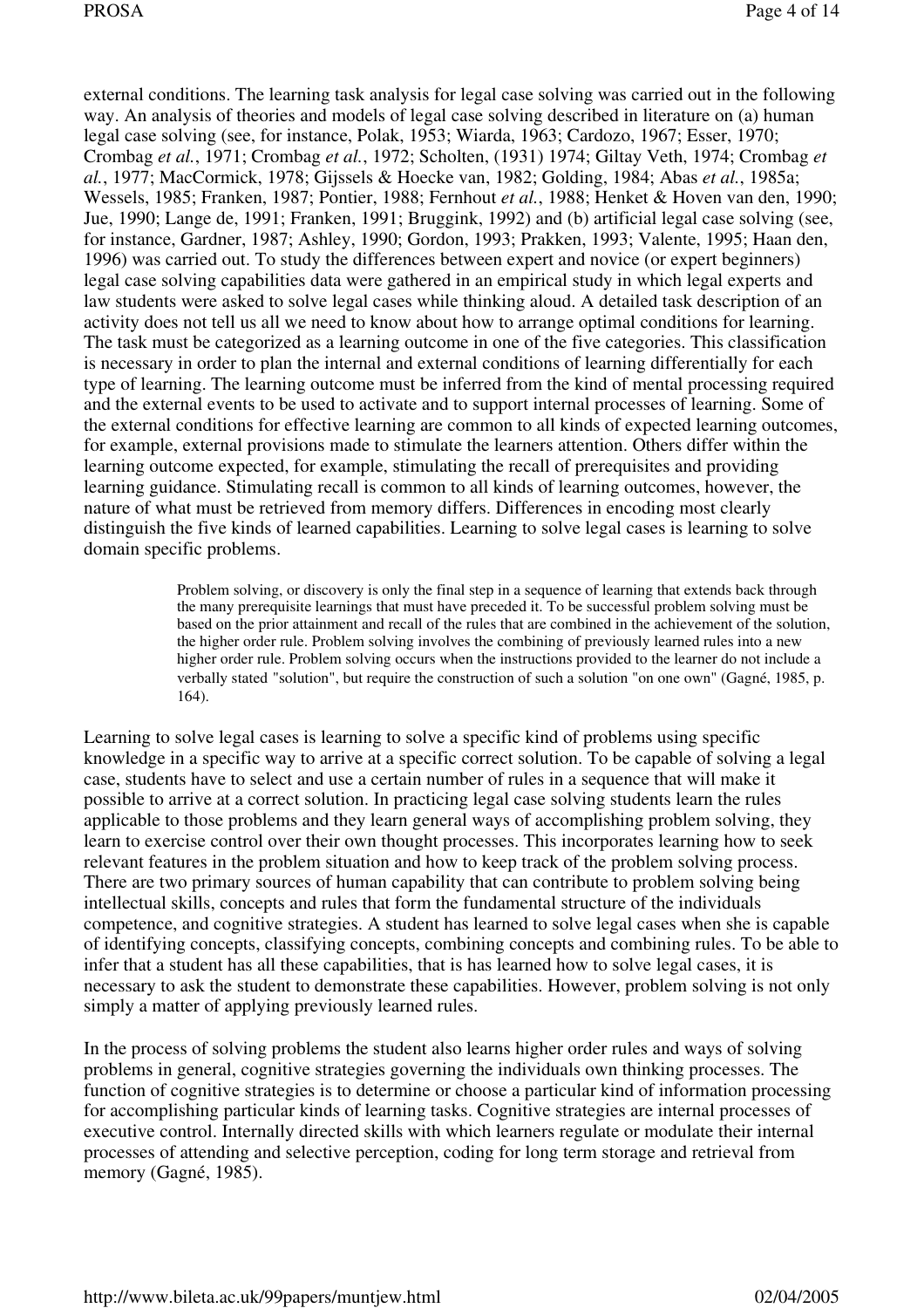external conditions. The learning task analysis for legal case solving was carried out in the following way. An analysis of theories and models of legal case solving described in literature on (a) human legal case solving (see, for instance, Polak, 1953; Wiarda, 1963; Cardozo, 1967; Esser, 1970; Crombag *et al.*, 1971; Crombag *et al.*, 1972; Scholten, (1931) 1974; Giltay Veth, 1974; Crombag *et al.*, 1977; MacCormick, 1978; Gijssels & Hoecke van, 1982; Golding, 1984; Abas *et al.*, 1985a; Wessels, 1985; Franken, 1987; Pontier, 1988; Fernhout *et al.*, 1988; Henket & Hoven van den, 1990; Jue, 1990; Lange de, 1991; Franken, 1991; Bruggink, 1992) and (b) artificial legal case solving (see, for instance, Gardner, 1987; Ashley, 1990; Gordon, 1993; Prakken, 1993; Valente, 1995; Haan den, 1996) was carried out. To study the differences between expert and novice (or expert beginners) legal case solving capabilities data were gathered in an empirical study in which legal experts and law students were asked to solve legal cases while thinking aloud. A detailed task description of an activity does not tell us all we need to know about how to arrange optimal conditions for learning. The task must be categorized as a learning outcome in one of the five categories. This classification is necessary in order to plan the internal and external conditions of learning differentially for each type of learning. The learning outcome must be inferred from the kind of mental processing required and the external events to be used to activate and to support internal processes of learning. Some of the external conditions for effective learning are common to all kinds of expected learning outcomes, for example, external provisions made to stimulate the learners attention. Others differ within the learning outcome expected, for example, stimulating the recall of prerequisites and providing learning guidance. Stimulating recall is common to all kinds of learning outcomes, however, the nature of what must be retrieved from memory differs. Differences in encoding most clearly distinguish the five kinds of learned capabilities. Learning to solve legal cases is learning to solve domain specific problems.

> Problem solving, or discovery is only the final step in a sequence of learning that extends back through the many prerequisite learnings that must have preceded it. To be successful problem solving must be based on the prior attainment and recall of the rules that are combined in the achievement of the solution, the higher order rule. Problem solving involves the combining of previously learned rules into a new higher order rule. Problem solving occurs when the instructions provided to the learner do not include a verbally stated "solution", but require the construction of such a solution "on one own" (Gagné, 1985, p. 164).

Learning to solve legal cases is learning to solve a specific kind of problems using specific knowledge in a specific way to arrive at a specific correct solution. To be capable of solving a legal case, students have to select and use a certain number of rules in a sequence that will make it possible to arrive at a correct solution. In practicing legal case solving students learn the rules applicable to those problems and they learn general ways of accomplishing problem solving, they learn to exercise control over their own thought processes. This incorporates learning how to seek relevant features in the problem situation and how to keep track of the problem solving process. There are two primary sources of human capability that can contribute to problem solving being intellectual skills, concepts and rules that form the fundamental structure of the individuals competence, and cognitive strategies. A student has learned to solve legal cases when she is capable of identifying concepts, classifying concepts, combining concepts and combining rules. To be able to infer that a student has all these capabilities, that is has learned how to solve legal cases, it is necessary to ask the student to demonstrate these capabilities. However, problem solving is not only simply a matter of applying previously learned rules.

In the process of solving problems the student also learns higher order rules and ways of solving problems in general, cognitive strategies governing the individuals own thinking processes. The function of cognitive strategies is to determine or choose a particular kind of information processing for accomplishing particular kinds of learning tasks. Cognitive strategies are internal processes of executive control. Internally directed skills with which learners regulate or modulate their internal processes of attending and selective perception, coding for long term storage and retrieval from memory (Gagné, 1985).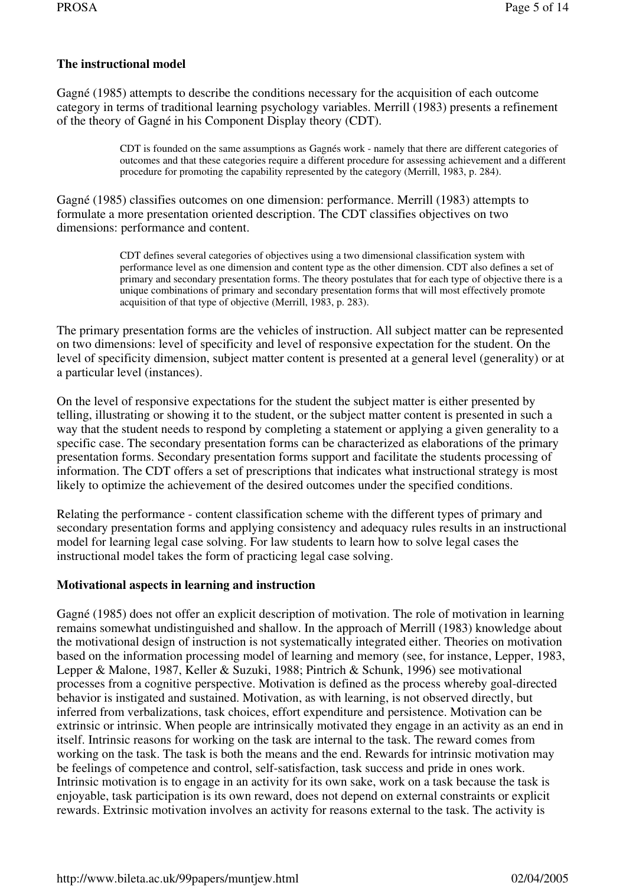**The instructional model**

Gagné (1985) attempts to describe the conditions necessary for the acquisition of each outcome category in terms of traditional learning psychology variables. Merrill (1983) presents a refinement of the theory of Gagné in his Component Display theory (CDT).

> CDT is founded on the same assumptions as Gagnés work - namely that there are different categories of outcomes and that these categories require a different procedure for assessing achievement and a different procedure for promoting the capability represented by the category (Merrill, 1983, p. 284).

Gagné (1985) classifies outcomes on one dimension: performance. Merrill (1983) attempts to formulate a more presentation oriented description. The CDT classifies objectives on two dimensions: performance and content.

> CDT defines several categories of objectives using a two dimensional classification system with performance level as one dimension and content type as the other dimension. CDT also defines a set of primary and secondary presentation forms. The theory postulates that for each type of objective there is a unique combinations of primary and secondary presentation forms that will most effectively promote acquisition of that type of objective (Merrill, 1983, p. 283).

The primary presentation forms are the vehicles of instruction. All subject matter can be represented on two dimensions: level of specificity and level of responsive expectation for the student. On the level of specificity dimension, subject matter content is presented at a general level (generality) or at a particular level (instances).

On the level of responsive expectations for the student the subject matter is either presented by telling, illustrating or showing it to the student, or the subject matter content is presented in such a way that the student needs to respond by completing a statement or applying a given generality to a specific case. The secondary presentation forms can be characterized as elaborations of the primary presentation forms. Secondary presentation forms support and facilitate the students processing of information. The CDT offers a set of prescriptions that indicates what instructional strategy is most likely to optimize the achievement of the desired outcomes under the specified conditions.

Relating the performance - content classification scheme with the different types of primary and secondary presentation forms and applying consistency and adequacy rules results in an instructional model for learning legal case solving. For law students to learn how to solve legal cases the instructional model takes the form of practicing legal case solving.

**Motivational aspects in learning and instruction**

Gagné (1985) does not offer an explicit description of motivation. The role of motivation in learning remains somewhat undistinguished and shallow. In the approach of Merrill (1983) knowledge about the motivational design of instruction is not systematically integrated either. Theories on motivation based on the information processing model of learning and memory (see, for instance, Lepper, 1983, Lepper & Malone, 1987, Keller & Suzuki, 1988; Pintrich & Schunk, 1996) see motivational processes from a cognitive perspective. Motivation is defined as the process whereby goal-directed behavior is instigated and sustained. Motivation, as with learning, is not observed directly, but inferred from verbalizations, task choices, effort expenditure and persistence. Motivation can be extrinsic or intrinsic. When people are intrinsically motivated they engage in an activity as an end in itself. Intrinsic reasons for working on the task are internal to the task. The reward comes from working on the task. The task is both the means and the end. Rewards for intrinsic motivation may be feelings of competence and control, self-satisfaction, task success and pride in ones work. Intrinsic motivation is to engage in an activity for its own sake, work on a task because the task is enjoyable, task participation is its own reward, does not depend on external constraints or explicit rewards. Extrinsic motivation involves an activity for reasons external to the task. The activity is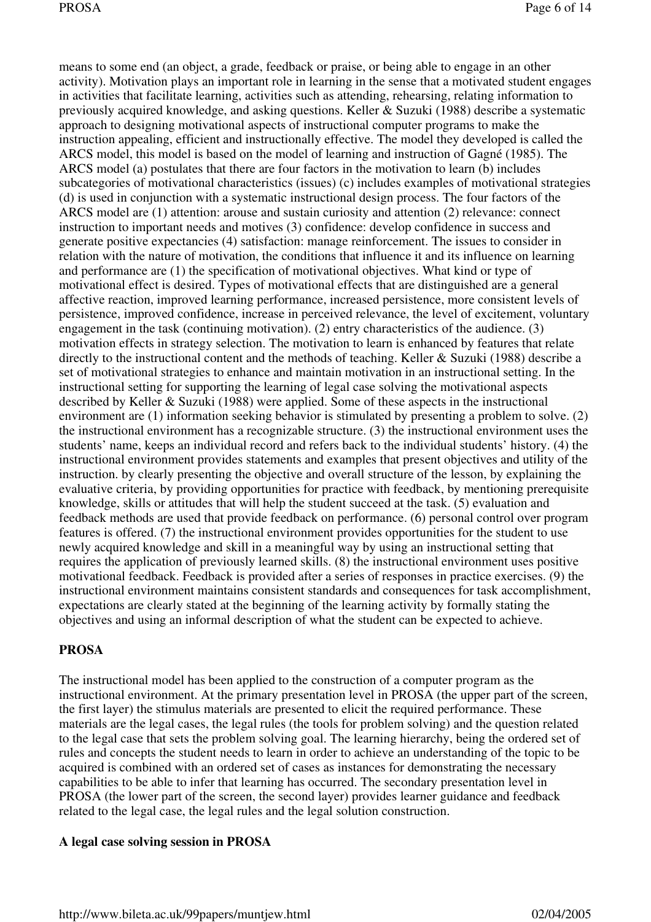means to some end (an object, a grade, feedback or praise, or being able to engage in an other activity). Motivation plays an important role in learning in the sense that a motivated student engages in activities that facilitate learning, activities such as attending, rehearsing, relating information to previously acquired knowledge, and asking questions. Keller & Suzuki (1988) describe a systematic approach to designing motivational aspects of instructional computer programs to make the instruction appealing, efficient and instructionally effective. The model they developed is called the ARCS model, this model is based on the model of learning and instruction of Gagné (1985). The ARCS model (a) postulates that there are four factors in the motivation to learn (b) includes subcategories of motivational characteristics (issues) (c) includes examples of motivational strategies (d) is used in conjunction with a systematic instructional design process. The four factors of the ARCS model are (1) attention: arouse and sustain curiosity and attention (2) relevance: connect instruction to important needs and motives (3) confidence: develop confidence in success and generate positive expectancies (4) satisfaction: manage reinforcement. The issues to consider in relation with the nature of motivation, the conditions that influence it and its influence on learning and performance are (1) the specification of motivational objectives. What kind or type of motivational effect is desired. Types of motivational effects that are distinguished are a general affective reaction, improved learning performance, increased persistence, more consistent levels of persistence, improved confidence, increase in perceived relevance, the level of excitement, voluntary engagement in the task (continuing motivation). (2) entry characteristics of the audience. (3) motivation effects in strategy selection. The motivation to learn is enhanced by features that relate directly to the instructional content and the methods of teaching. Keller & Suzuki (1988) describe a set of motivational strategies to enhance and maintain motivation in an instructional setting. In the instructional setting for supporting the learning of legal case solving the motivational aspects described by Keller & Suzuki (1988) were applied. Some of these aspects in the instructional environment are (1) information seeking behavior is stimulated by presenting a problem to solve. (2) the instructional environment has a recognizable structure. (3) the instructional environment uses the students' name, keeps an individual record and refers back to the individual students' history. (4) the instructional environment provides statements and examples that present objectives and utility of the instruction. by clearly presenting the objective and overall structure of the lesson, by explaining the evaluative criteria, by providing opportunities for practice with feedback, by mentioning prerequisite knowledge, skills or attitudes that will help the student succeed at the task. (5) evaluation and feedback methods are used that provide feedback on performance. (6) personal control over program features is offered. (7) the instructional environment provides opportunities for the student to use newly acquired knowledge and skill in a meaningful way by using an instructional setting that requires the application of previously learned skills. (8) the instructional environment uses positive motivational feedback. Feedback is provided after a series of responses in practice exercises. (9) the instructional environment maintains consistent standards and consequences for task accomplishment, expectations are clearly stated at the beginning of the learning activity by formally stating the objectives and using an informal description of what the student can be expected to achieve.

## PROSA

The instructional model has been applied to the construction of a computer program as the instructional environment. At the primary presentation level in PROSA (the upper part of the screen, the first layer) the stimulus materials are presented to elicit the required performance. These materials are the legal cases, the legal rules (the tools for problem solving) and the question related to the legal case that sets the problem solving goal. The learning hierarchy, being the ordered set of rules and concepts the student needs to learn in order to achieve an understanding of the topic to be acquired is combined with an ordered set of cases as instances for demonstrating the necessary capabilities to be able to infer that learning has occurred. The secondary presentation level in PROSA (the lower part of the screen, the second layer) provides learner guidance and feedback related to the legal case, the legal rules and the legal solution construction.

### A legal case solving session in PROSA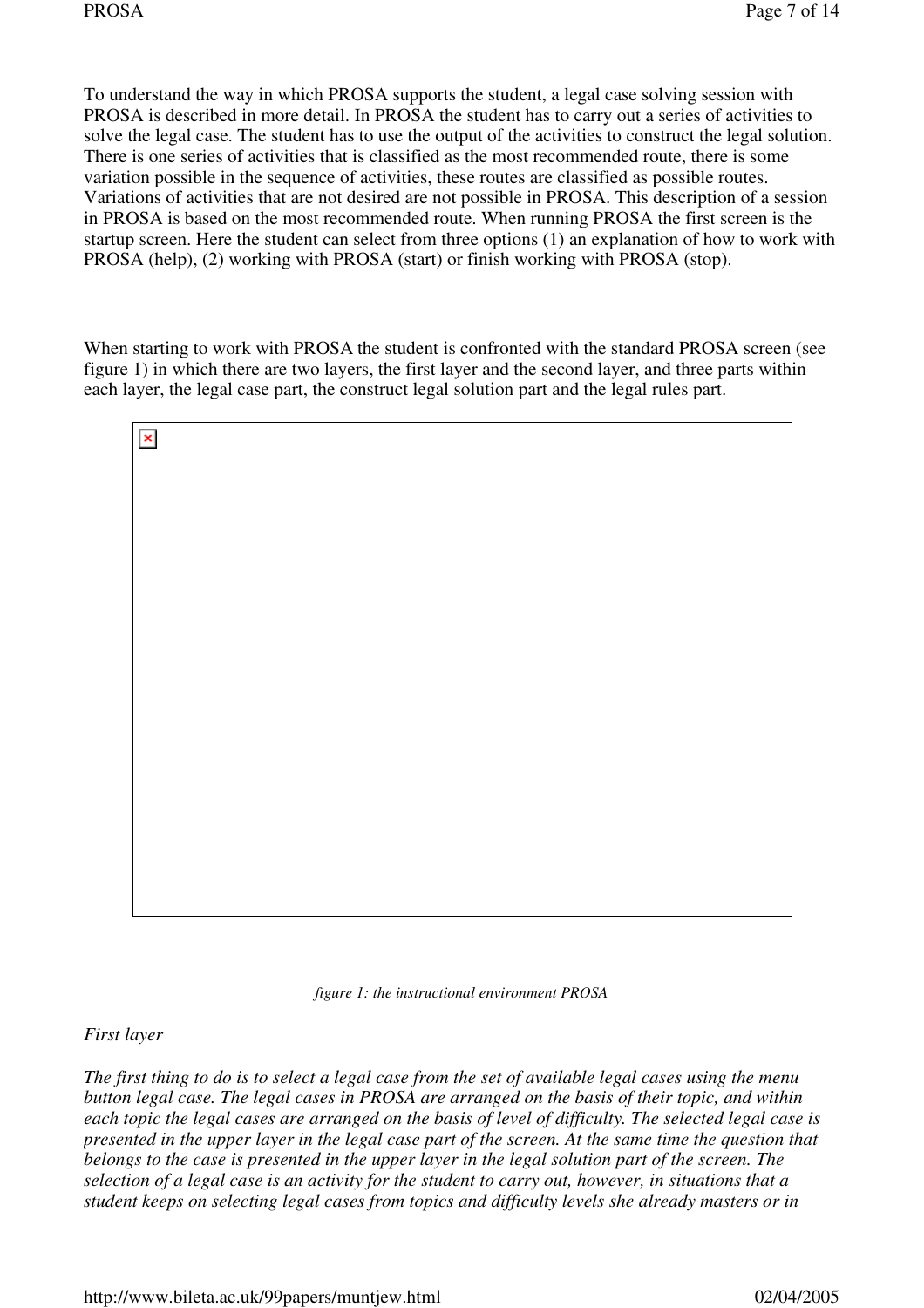To understand the way in which PROSA supports the student, a legal case solving session with PROSA is described in more detail. In PROSA the student has to carry out a series of activities to solve the legal case. The student has to use the output of the activities to construct the legal solution. There is one series of activities that is classified as the most recommended route, there is some variation possible in the sequence of activities, these routes are classified as possible routes. Variations of activities that are not desired are not possible in PROSA. This description of a session in PROSA is based on the most recommended route. When running PROSA the first screen is the startup screen. Here the student can select from three options (1) an explanation of how to work with PROSA (help), (2) working with PROSA (start) or finish working with PROSA (stop).

When starting to work with PROSA the student is confronted with the standard PROSA screen (see figure 1) in which there are two layers, the first layer and the second layer, and three parts within each layer, the legal case part, the construct legal solution part and the legal rules part.

*figure 1: the instructional environment PROSA*

*First layer*

*The first thing to do is to select a legal case from the set of available legal cases using the menu button legal case. The legal cases in PROSA are arranged on the basis of their topic, and within each topic the legal cases are arranged on the basis of level of difficulty. The selected legal case is presented in the upper layer in the legal case part of the screen. At the same time the question that belongs to the case is presented in the upper layer in the legal solution part of the screen. The selection of a legal case is an activity for the student to carry out, however, in situations that a student keeps on selecting legal cases from topics and difficulty levels she already masters or in*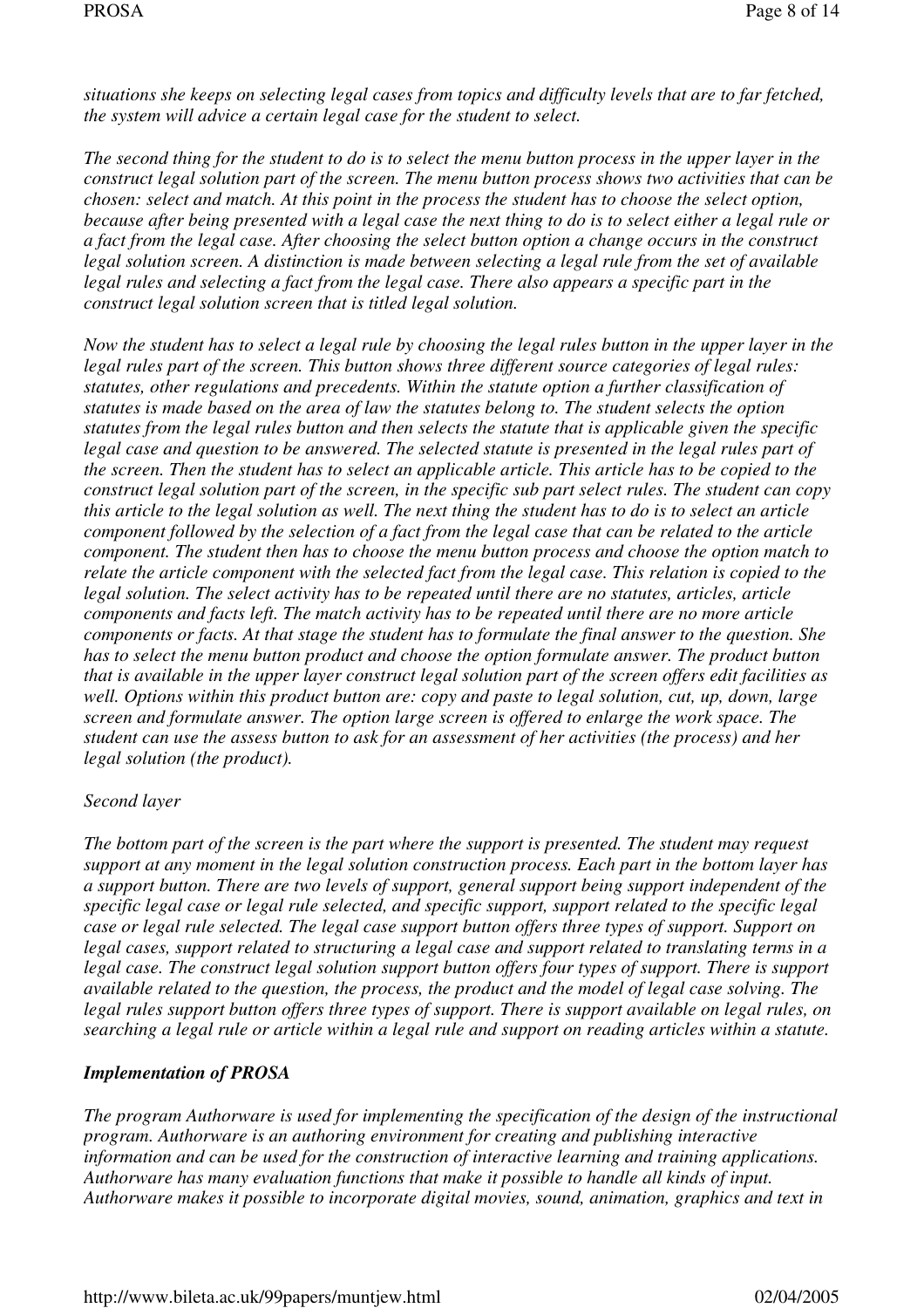*situations she keeps on selecting legal cases from topics and difficulty levels that are to far fetched, the system will advice a certain legal case for the student to select.*

*The second thing for the student to do is to select the menu button process in the upper layer in the construct legal solution part of the screen. The menu button process shows two activities that can be chosen: select and match. At this point in the process the student has to choose the select option, because after being presented with a legal case the next thing to do is to select either a legal rule or a fact from the legal case. After choosing the select button option a change occurs in the construct legal solution screen. A distinction is made between selecting a legal rule from the set of available legal rules and selecting a fact from the legal case. There also appears a specific part in the construct legal solution screen that is titled legal solution.*

*Now the student has to select a legal rule by choosing the legal rules button in the upper layer in the legal rules part of the screen. This button shows three different source categories of legal rules: statutes, other regulations and precedents. Within the statute option a further classification of statutes is made based on the area of law the statutes belong to. The student selects the option statutes from the legal rules button and then selects the statute that is applicable given the specific legal case and question to be answered. The selected statute is presented in the legal rules part of the screen. Then the student has to select an applicable article. This article has to be copied to the construct legal solution part of the screen, in the specific sub part select rules. The student can copy this article to the legal solution as well. The next thing the student has to do is to select an article component followed by the selection of a fact from the legal case that can be related to the article component. The student then has to choose the menu button process and choose the option match to relate the article component with the selected fact from the legal case. This relation is copied to the legal solution. The select activity has to be repeated until there are no statutes, articles, article components and facts left. The match activity has to be repeated until there are no more article components or facts. At that stage the student has to formulate the final answer to the question. She has to select the menu button product and choose the option formulate answer. The product button that is available in the upper layer construct legal solution part of the screen offers edit facilities as well. Options within this product button are: copy and paste to legal solution, cut, up, down, large screen and formulate answer. The option large screen is offered to enlarge the work space. The student can use the assess button to ask for an assessment of her activities (the process) and her legal solution (the product).*

*Second layer*

*The bottom part of the screen is the part where the support is presented. The student may request support at any moment in the legal solution construction process. Each part in the bottom layer has a support button. There are two levels of support, general support being support independent of the specific legal case or legal rule selected, and specific support, support related to the specific legal case or legal rule selected. The legal case support button offers three types of support. Support on legal cases, support related to structuring a legal case and support related to translating terms in a legal case. The construct legal solution support button offers four types of support. There is support available related to the question, the process, the product and the model of legal case solving. The legal rules support button offers three types of support. There is support available on legal rules, on searching a legal rule or article within a legal rule and support on reading articles within a statute.*

***Implementation of PROSA***

*The program Authorware is used for implementing the specification of the design of the instructional program. Authorware is an authoring environment for creating and publishing interactive information and can be used for the construction of interactive learning and training applications. Authorware has many evaluation functions that make it possible to handle all kinds of input. Authorware makes it possible to incorporate digital movies, sound, animation, graphics and text in*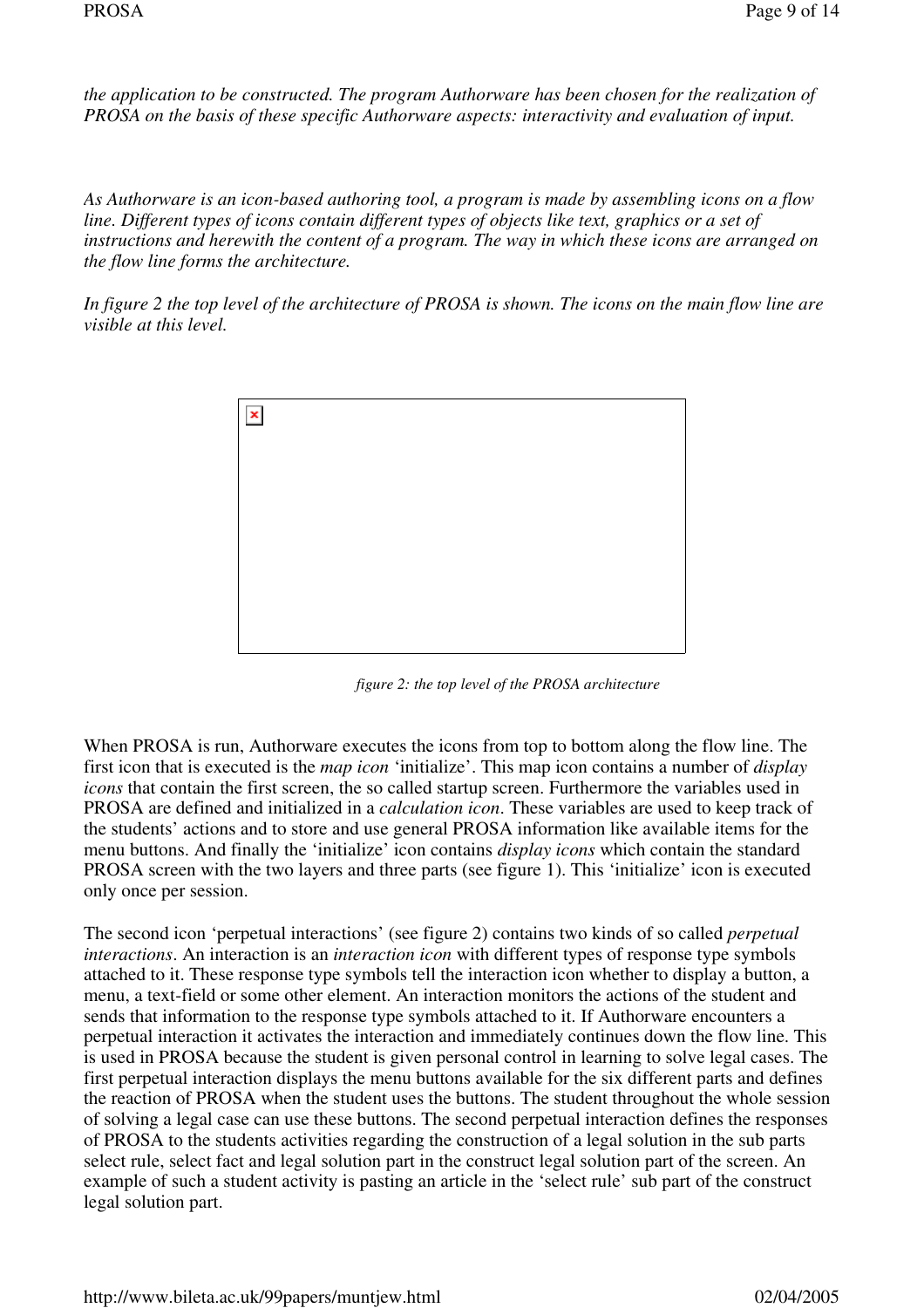*the application to be constructed. The program Authorware has been chosen for the realization of PROSA on the basis of these specific Authorware aspects: interactivity and evaluation of input.*

*As Authorware is an icon-based authoring tool, a program is made by assembling icons on a flow line. Different types of icons contain different types of objects like text, graphics or a set of instructions and herewith the content of a program. The way in which these icons are arranged on the flow line forms the architecture.*

*In figure 2 the top level of the architecture of PROSA is shown. The icons on the main flow line are visible at this level.*

*figure 2: the top level of the PROSA architecture*

When PROSA is run, Authorware executes the icons from top to bottom along the flow line. The first icon that is executed is the *map icon* 'initialize'. This map icon contains a number of *display icons* that contain the first screen, the so called startup screen. Furthermore the variables used in PROSA are defined and initialized in a *calculation icon*. These variables are used to keep track of the students' actions and to store and use general PROSA information like available items for the menu buttons. And finally the 'initialize' icon contains *display icons* which contain the standard PROSA screen with the two layers and three parts (see figure 1). This 'initialize' icon is executed only once per session.

The second icon 'perpetual interactions' (see figure 2) contains two kinds of so called *perpetual interactions*. An interaction is an *interaction icon* with different types of response type symbols attached to it. These response type symbols tell the interaction icon whether to display a button, a menu, a text-field or some other element. An interaction monitors the actions of the student and sends that information to the response type symbols attached to it. If Authorware encounters a perpetual interaction it activates the interaction and immediately continues down the flow line. This is used in PROSA because the student is given personal control in learning to solve legal cases. The first perpetual interaction displays the menu buttons available for the six different parts and defines the reaction of PROSA when the student uses the buttons. The student throughout the whole session of solving a legal case can use these buttons. The second perpetual interaction defines the responses of PROSA to the students activities regarding the construction of a legal solution in the sub parts select rule, select fact and legal solution part in the construct legal solution part of the screen. An example of such a student activity is pasting an article in the 'select rule' sub part of the construct legal solution part.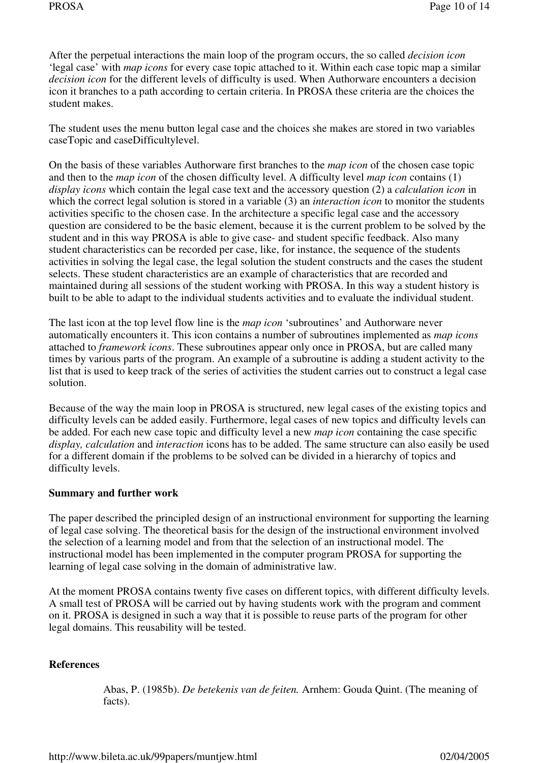After the perpetual interactions the main loop of the program occurs, the so called *decision icon* ‘legal case’ with *map icons* for every case topic attached to it. Within each case topic map a similar *decision icon* for the different levels of difficulty is used. When Authorware encounters a decision icon it branches to a path according to certain criteria. In PROSA these criteria are the choices the student makes.

The student uses the menu button legal case and the choices she makes are stored in two variables caseTopic and caseDifficultylevel.

On the basis of these variables Authorware first branches to the *map icon* of the chosen case topic and then to the *map icon* of the chosen difficulty level. A difficulty level *map icon* contains (1) *display icons* which contain the legal case text and the accessory question (2) a *calculation icon* in which the correct legal solution is stored in a variable (3) an *interaction icon* to monitor the students activities specific to the chosen case. In the architecture a specific legal case and the accessory question are considered to be the basic element, because it is the current problem to be solved by the student and in this way PROSA is able to give case- and student specific feedback. Also many student characteristics can be recorded per case, like, for instance, the sequence of the students activities in solving the legal case, the legal solution the student constructs and the cases the student selects. These student characteristics are an example of characteristics that are recorded and maintained during all sessions of the student working with PROSA. In this way a student history is built to be able to adapt to the individual students activities and to evaluate the individual student.

The last icon at the top level flow line is the *map icon* ‘subroutines’ and Authorware never automatically encounters it. This icon contains a number of subroutines implemented as *map icons* attached to *framework icons*. These subroutines appear only once in PROSA, but are called many times by various parts of the program. An example of a subroutine is adding a student activity to the list that is used to keep track of the series of activities the student carries out to construct a legal case solution.

Because of the way the main loop in PROSA is structured, new legal cases of the existing topics and difficulty levels can be added easily. Furthermore, legal cases of new topics and difficulty levels can be added. For each new case topic and difficulty level a new *map icon* containing the case specific *display, calculation* and *interaction* icons has to be added. The same structure can also easily be used for a different domain if the problems to be solved can be divided in a hierarchy of topics and difficulty levels.

**Summary and further work**

The paper described the principled design of an instructional environment for supporting the learning of legal case solving. The theoretical basis for the design of the instructional environment involved the selection of a learning model and from that the selection of an instructional model. The instructional model has been implemented in the computer program PROSA for supporting the learning of legal case solving in the domain of administrative law.

At the moment PROSA contains twenty five cases on different topics, with different difficulty levels. A small test of PROSA will be carried out by having students work with the program and comment on it. PROSA is designed in such a way that it is possible to reuse parts of the program for other legal domains. This reusability will be tested.

**References**

Abas, P. (1985b). *De betekenis van de feiten.* Arnhem: Gouda Quint. (The meaning of facts).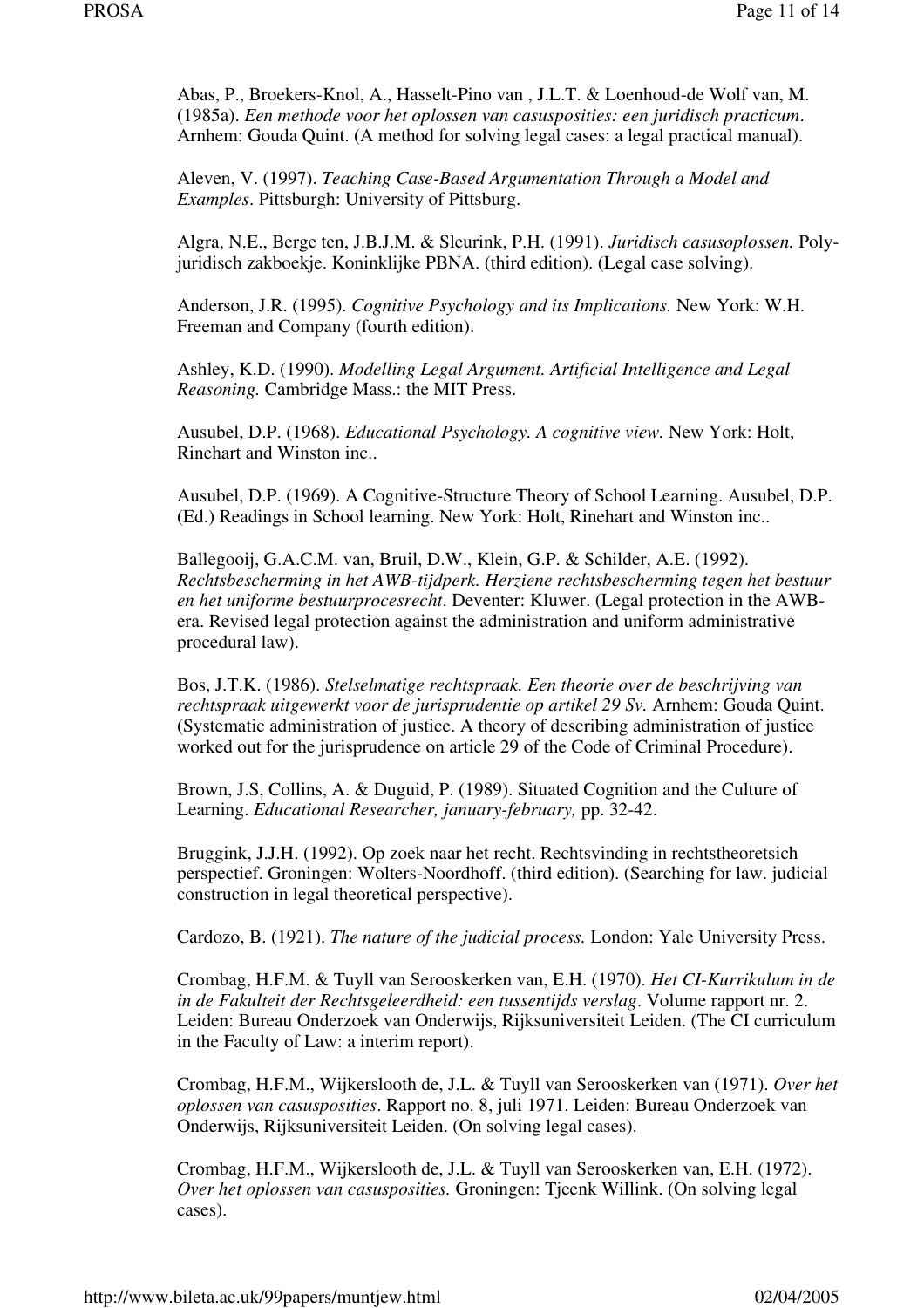Abas, P., Broekers-Knol, A., Hasselt-Pino van , J.L.T. & Loenhoud-de Wolf van, M. (1985a). *Een methode voor het oplossen van casusposities: een juridisch practicum*. Arnhem: Gouda Quint. (A method for solving legal cases: a legal practical manual).

Aleven, V. (1997). *Teaching Case-Based Argumentation Through a Model and Examples*. Pittsburgh: University of Pittsburg.

Algra, N.E., Berge ten, J.B.J.M. & Sleurink, P.H. (1991). *Juridisch casusoplossen.* Poly-juridisch zakboekje. Koninklijke PBNA. (third edition). (Legal case solving).

Anderson, J.R. (1995). *Cognitive Psychology and its Implications.* New York: W.H. Freeman and Company (fourth edition).

Ashley, K.D. (1990). *Modelling Legal Argument. Artificial Intelligence and Legal Reasoning.* Cambridge Mass.: the MIT Press.

Ausubel, D.P. (1968). *Educational Psychology. A cognitive view.* New York: Holt, Rinehart and Winston inc..

Ausubel, D.P. (1969). A Cognitive-Structure Theory of School Learning. Ausubel, D.P. (Ed.) Readings in School learning. New York: Holt, Rinehart and Winston inc..

Ballegooij, G.A.C.M. van, Bruil, D.W., Klein, G.P. & Schilder, A.E. (1992). *Rechtsbescherming in het AWB-tijdperk. Herziene rechtsbescherming tegen het bestuur en het uniforme bestuurprocesrecht*. Deventer: Kluwer. (Legal protection in the AWB-era. Revised legal protection against the administration and uniform administrative procedural law).

Bos, J.T.K. (1986). *Stelselmatige rechtspraak. Een theorie over de beschrijving van rechtspraak uitgewerkt voor de jurisprudentie op artikel 29 Sv.* Arnhem: Gouda Quint. (Systematic administration of justice. A theory of describing administration of justice worked out for the jurisprudence on article 29 of the Code of Criminal Procedure).

Brown, J.S, Collins, A. & Duguid, P. (1989). Situated Cognition and the Culture of Learning. *Educational Researcher, january-february,* pp. 32-42.

Bruggink, J.J.H. (1992). Op zoek naar het recht. Rechtsvinding in rechtstheoretsich perspectief. Groningen: Wolters-Noordhoff. (third edition). (Searching for law. judicial construction in legal theoretical perspective).

Cardozo, B. (1921). *The nature of the judicial process.* London: Yale University Press.

Crombag, H.F.M. & Tuyll van Serooskerken van, E.H. (1970). *Het CI-Kurrikulum in de in de Fakulteit der Rechtsgeleerdheid: een tussentijds verslag*. Volume rapport nr. 2. Leiden: Bureau Onderzoek van Onderwijs, Rijksuniversiteit Leiden. (The CI curriculum in the Faculty of Law: a interim report).

Crombag, H.F.M., Wijkerslooth de, J.L. & Tuyll van Serooskerken van (1971). *Over het oplossen van casusposities*. Rapport no. 8, juli 1971. Leiden: Bureau Onderzoek van Onderwijs, Rijksuniversiteit Leiden. (On solving legal cases).

Crombag, H.F.M., Wijkerslooth de, J.L. & Tuyll van Serooskerken van, E.H. (1972). *Over het oplossen van casusposities.* Groningen: Tjeenk Willink. (On solving legal cases).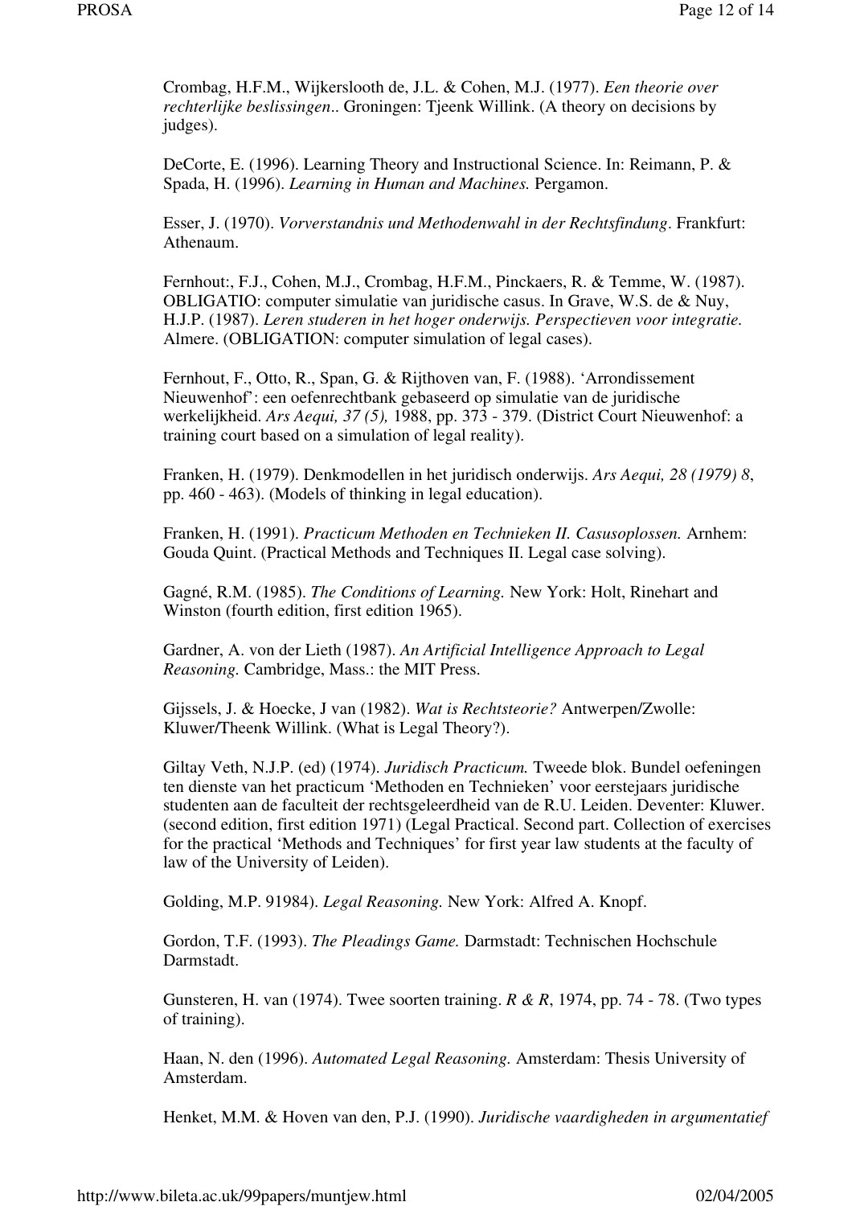Crombag, H.F.M., Wijkerslooth de, J.L. & Cohen, M.J. (1977). *Een theorie over rechterlijke beslissingen*.. Groningen: Tjeenk Willink. (A theory on decisions by judges).

DeCorte, E. (1996). Learning Theory and Instructional Science. In: Reimann, P. & Spada, H. (1996). *Learning in Human and Machines.* Pergamon.

Esser, J. (1970). *Vorverstandnis und Methodenwahl in der Rechtsfindung*. Frankfurt: Athenaum.

Fernhout:, F.J., Cohen, M.J., Crombag, H.F.M., Pinckaers, R. & Temme, W. (1987). OBLIGATIO: computer simulatie van juridische casus. In Grave, W.S. de & Nuy, H.J.P. (1987). *Leren studeren in het hoger onderwijs. Perspectieven voor integratie.* Almere. (OBLIGATION: computer simulation of legal cases).

Fernhout, F., Otto, R., Span, G. & Rijthoven van, F. (1988). 'Arrondissement Nieuwenhof': een oefenrechtbank gebaseerd op simulatie van de juridische werkelijkheid. *Ars Aequi, 37 (5),* 1988, pp. 373 - 379. (District Court Nieuwenhof: a training court based on a simulation of legal reality).

Franken, H. (1979). Denkmodellen in het juridisch onderwijs. *Ars Aequi, 28 (1979) 8*, pp. 460 - 463). (Models of thinking in legal education).

Franken, H. (1991). *Practicum Methoden en Technieken II. Casusoplossen.* Arnhem: Gouda Quint. (Practical Methods and Techniques II. Legal case solving).

Gagné, R.M. (1985). *The Conditions of Learning.* New York: Holt, Rinehart and Winston (fourth edition, first edition 1965).

Gardner, A. von der Lieth (1987). *An Artificial Intelligence Approach to Legal Reasoning.* Cambridge, Mass.: the MIT Press.

Gijssels, J. & Hoecke, J van (1982). *Wat is Rechtsteorie?* Antwerpen/Zwolle: Kluwer/Theenk Willink. (What is Legal Theory?).

Giltay Veth, N.J.P. (ed) (1974). *Juridisch Practicum.* Tweede blok. Bundel oefeningen ten dienste van het practicum 'Methoden en Technieken' voor eerstejaars juridische studenten aan de faculteit der rechtsgeleerdheid van de R.U. Leiden. Deventer: Kluwer. (second edition, first edition 1971) (Legal Practical. Second part. Collection of exercises for the practical 'Methods and Techniques' for first year law students at the faculty of law of the University of Leiden).

Golding, M.P. 91984). *Legal Reasoning.* New York: Alfred A. Knopf.

Gordon, T.F. (1993). *The Pleadings Game.* Darmstadt: Technischen Hochschule Darmstadt.

Gunsteren, H. van (1974). Twee soorten training. *R & R*, 1974, pp. 74 - 78. (Two types of training).

Haan, N. den (1996). *Automated Legal Reasoning.* Amsterdam: Thesis University of Amsterdam.

Henket, M.M. & Hoven van den, P.J. (1990). *Juridische vaardigheden in argumentatief*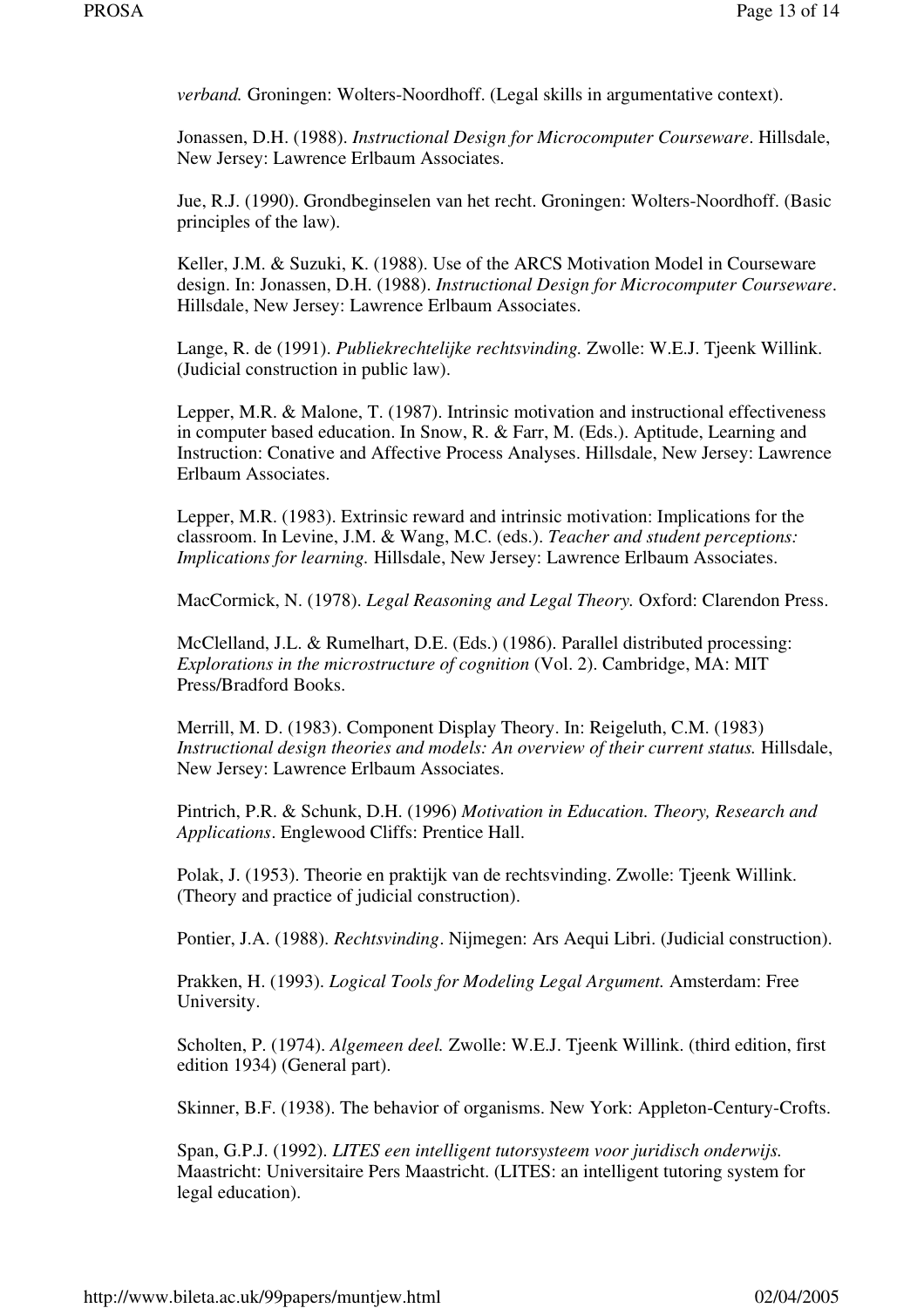*verband.* Groningen: Wolters-Noordhoff. (Legal skills in argumentative context).

Jonassen, D.H. (1988). *Instructional Design for Microcomputer Courseware*. Hillsdale, New Jersey: Lawrence Erlbaum Associates.

Jue, R.J. (1990). Grondbeginselen van het recht. Groningen: Wolters-Noordhoff. (Basic principles of the law).

Keller, J.M. & Suzuki, K. (1988). Use of the ARCS Motivation Model in Courseware design. In: Jonassen, D.H. (1988). *Instructional Design for Microcomputer Courseware*. Hillsdale, New Jersey: Lawrence Erlbaum Associates.

Lange, R. de (1991). *Publiekrechtelijke rechtsvinding.* Zwolle: W.E.J. Tjeenk Willink. (Judicial construction in public law).

Lepper, M.R. & Malone, T. (1987). Intrinsic motivation and instructional effectiveness in computer based education. In Snow, R. & Farr, M. (Eds.). Aptitude, Learning and Instruction: Conative and Affective Process Analyses. Hillsdale, New Jersey: Lawrence Erlbaum Associates.

Lepper, M.R. (1983). Extrinsic reward and intrinsic motivation: Implications for the classroom. In Levine, J.M. & Wang, M.C. (eds.). *Teacher and student perceptions: Implications for learning.* Hillsdale, New Jersey: Lawrence Erlbaum Associates.

MacCormick, N. (1978). *Legal Reasoning and Legal Theory.* Oxford: Clarendon Press.

McClelland, J.L. & Rumelhart, D.E. (Eds.) (1986). Parallel distributed processing: *Explorations in the microstructure of cognition* (Vol. 2). Cambridge, MA: MIT Press/Bradford Books.

Merrill, M. D. (1983). Component Display Theory. In: Reigeluth, C.M. (1983) *Instructional design theories and models: An overview of their current status.* Hillsdale, New Jersey: Lawrence Erlbaum Associates.

Pintrich, P.R. & Schunk, D.H. (1996) *Motivation in Education. Theory, Research and Applications*. Englewood Cliffs: Prentice Hall.

Polak, J. (1953). Theorie en praktijk van de rechtsvinding. Zwolle: Tjeenk Willink. (Theory and practice of judicial construction).

Pontier, J.A. (1988). *Rechtsvinding*. Nijmegen: Ars Aequi Libri. (Judicial construction).

Prakken, H. (1993). *Logical Tools for Modeling Legal Argument.* Amsterdam: Free University.

Scholten, P. (1974). *Algemeen deel.* Zwolle: W.E.J. Tjeenk Willink. (third edition, first edition 1934) (General part).

Skinner, B.F. (1938). The behavior of organisms. New York: Appleton-Century-Crofts.

Span, G.P.J. (1992). *LITES een intelligent tutorsysteem voor juridisch onderwijs.* Maastricht: Universitaire Pers Maastricht. (LITES: an intelligent tutoring system for legal education).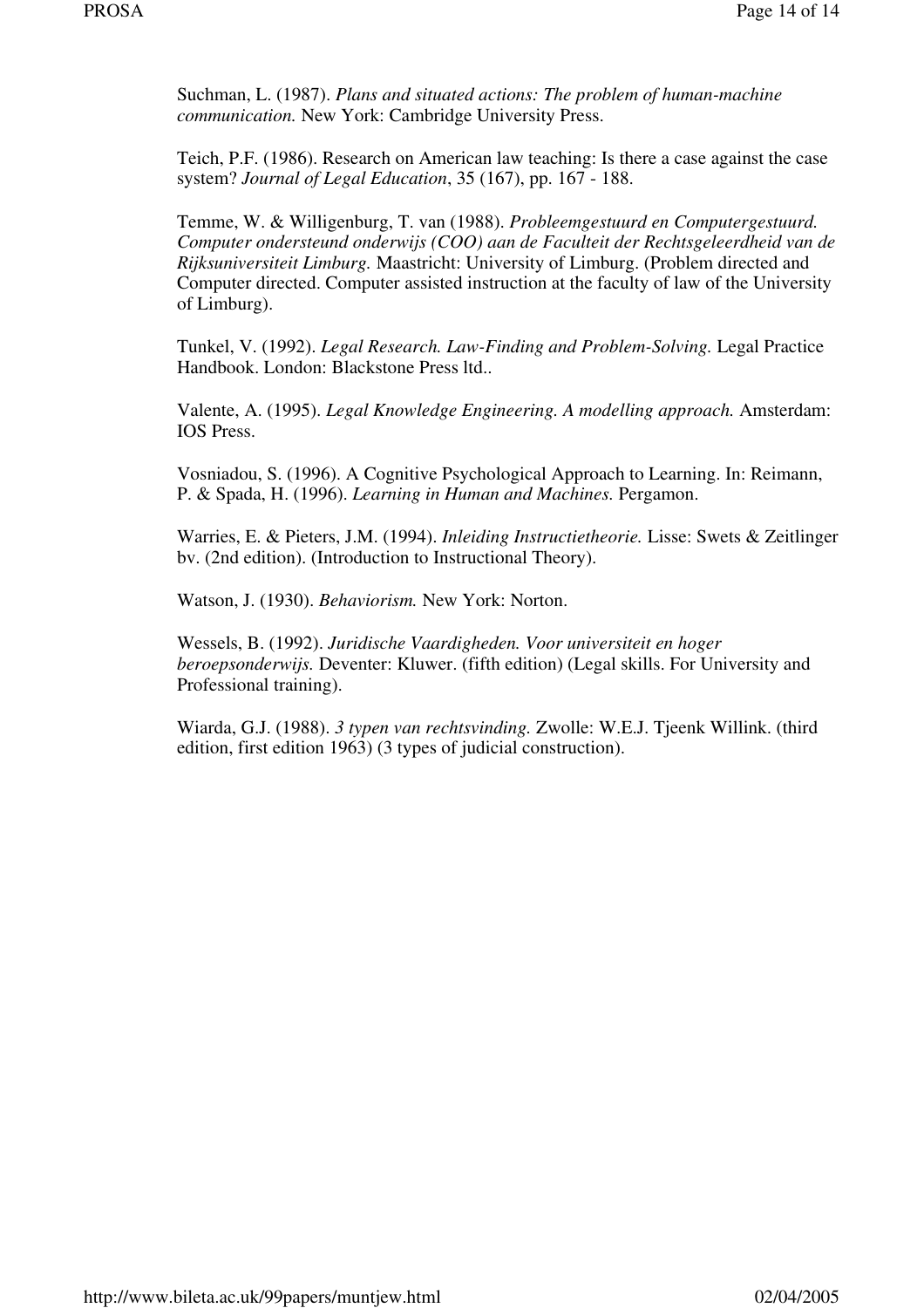Suchman, L. (1987). *Plans and situated actions: The problem of human-machine communication.* New York: Cambridge University Press.

Teich, P.F. (1986). Research on American law teaching: Is there a case against the case system? *Journal of Legal Education*, 35 (167), pp. 167 - 188.

Temme, W. & Willigenburg, T. van (1988). *Probleemgestuurd en Computergestuurd. Computer ondersteund onderwijs (COO) aan de Faculteit der Rechtsgeleerdheid van de Rijksuniversiteit Limburg.* Maastricht: University of Limburg. (Problem directed and Computer directed. Computer assisted instruction at the faculty of law of the University of Limburg).

Tunkel, V. (1992). *Legal Research. Law-Finding and Problem-Solving.* Legal Practice Handbook. London: Blackstone Press ltd..

Valente, A. (1995). *Legal Knowledge Engineering. A modelling approach.* Amsterdam: IOS Press.

Vosniadou, S. (1996). A Cognitive Psychological Approach to Learning. In: Reimann, P. & Spada, H. (1996). *Learning in Human and Machines.* Pergamon.

Warries, E. & Pieters, J.M. (1994). *Inleiding Instructietheorie.* Lisse: Swets & Zeitlinger bv. (2nd edition). (Introduction to Instructional Theory).

Watson, J. (1930). *Behaviorism.* New York: Norton.

Wessels, B. (1992). *Juridische Vaardigheden. Voor universiteit en hoger beroepsonderwijs.* Deventer: Kluwer. (fifth edition) (Legal skills. For University and Professional training).

Wiarda, G.J. (1988). *3 typen van rechtsvinding.* Zwolle: W.E.J. Tjeenk Willink. (third edition, first edition 1963) (3 types of judicial construction).